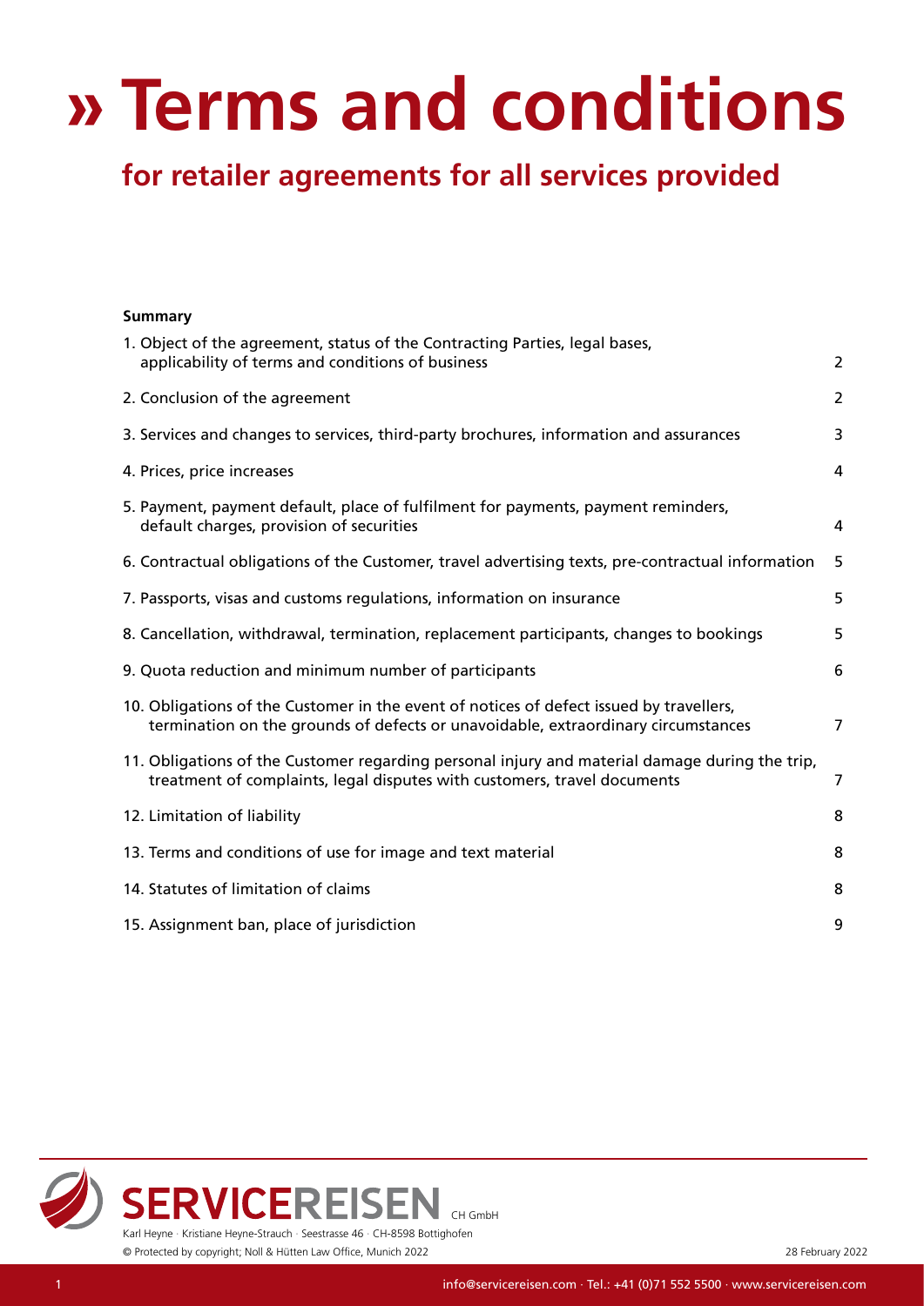# » Terms and conditions

## for retailer agreements for all services provided

**Summary**

| | |
|---|---|
| 1. Object of the agreement, status of the Contracting Parties, legal bases, applicability of terms and conditions of business | 2 |
| 2. Conclusion of the agreement | 2 |
| 3. Services and changes to services, third-party brochures, information and assurances | 3 |
| 4. Prices, price increases | 4 |
| 5. Payment, payment default, place of fulfilment for payments, payment reminders, default charges, provision of securities | 4 |
| 6. Contractual obligations of the Customer, travel advertising texts, pre-contractual information | 5 |
| 7. Passports, visas and customs regulations, information on insurance | 5 |
| 8. Cancellation, withdrawal, termination, replacement participants, changes to bookings | 5 |
| 9. Quota reduction and minimum number of participants | 6 |
| 10. Obligations of the Customer in the event of notices of defect issued by travellers, termination on the grounds of defects or unavoidable, extraordinary circumstances | 7 |
| 11. Obligations of the Customer regarding personal injury and material damage during the trip, treatment of complaints, legal disputes with customers, travel documents | 7 |
| 12. Limitation of liability | 8 |
| 13. Terms and conditions of use for image and text material | 8 |
| 14. Statutes of limitation of claims | 8 |
| 15. Assignment ban, place of jurisdiction | 9 |

SERVICEREISEN CH GmbH

Karl Heyne · Kristiane Heyne-Strauch · Seestrasse 46 · CH-8598 Bottighofen

© Protected by copyright; Noll & Hütten Law Office, Munich 2022

28 February 2022

info@servicereisen.com · Tel.: +41 (0)71 552 5500 · www.servicereisen.com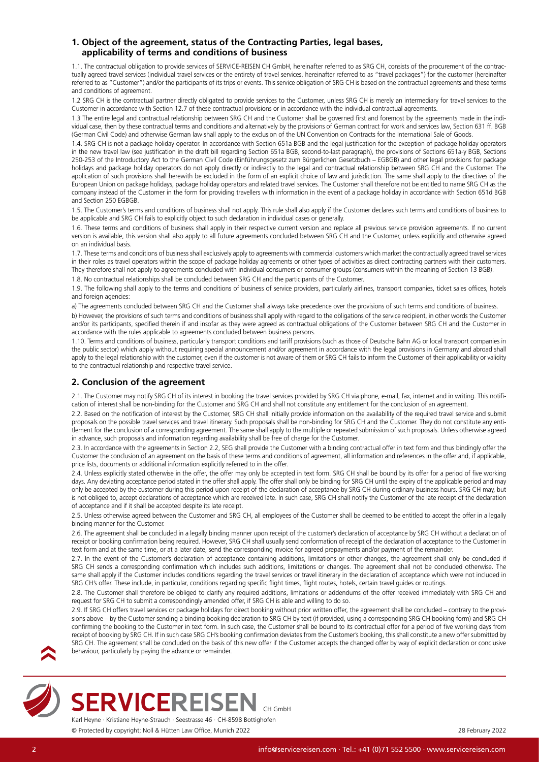## 1. Object of the agreement, status of the Contracting Parties, legal bases, applicability of terms and conditions of business

1.1. The contractual obligation to provide services of SERVICE-REISEN CH GmbH, hereinafter referred to as SRG CH, consists of the procurement of the contractually agreed travel services (individual travel services or the entirety of travel services, hereinafter referred to as "travel packages") for the customer (hereinafter referred to as "Customer") and/or the participants of its trips or events. This service obligation of SRG CH is based on the contractual agreements and these terms and conditions of agreement.

1.2 SRG CH is the contractual partner directly obligated to provide services to the Customer, unless SRG CH is merely an intermediary for travel services to the Customer in accordance with Section 12.7 of these contractual provisions or in accordance with the individual contractual agreements.

1.3 The entire legal and contractual relationship between SRG CH and the Customer shall be governed first and foremost by the agreements made in the individual case, then by these contractual terms and conditions and alternatively by the provisions of German contract for work and services law, Section 631 ff. BGB (German Civil Code) and otherwise German law shall apply to the exclusion of the UN Convention on Contracts for the International Sale of Goods.

1.4. SRG CH is not a package holiday operator. In accordance with Section 651a BGB and the legal justification for the exception of package holiday operators in the new travel law (see justification in the draft bill regarding Section 651a BGB, second-to-last paragraph), the provisions of Sections 651a-y BGB, Sections 250-253 of the Introductory Act to the German Civil Code (Einführungsgesetz zum Bürgerlichen Gesetzbuch – EGBGB) and other legal provisions for package holidays and package holiday operators do not apply directly or indirectly to the legal and contractual relationship between SRG CH and the Customer. The application of such provisions shall herewith be excluded in the form of an explicit choice of law and jurisdiction. The same shall apply to the directives of the European Union on package holidays, package holiday operators and related travel services. The Customer shall therefore not be entitled to name SRG CH as the company instead of the Customer in the form for providing travellers with information in the event of a package holiday in accordance with Section 651d BGB and Section 250 EGBGB.

1.5. The Customer's terms and conditions of business shall not apply. This rule shall also apply if the Customer declares such terms and conditions of business to be applicable and SRG CH fails to explicitly object to such declaration in individual cases or generally.

1.6. These terms and conditions of business shall apply in their respective current version and replace all previous service provision agreements. If no current version is available, this version shall also apply to all future agreements concluded between SRG CH and the Customer, unless explicitly and otherwise agreed on an individual basis.

1.7. These terms and conditions of business shall exclusively apply to agreements with commercial customers which market the contractually agreed travel services in their roles as travel operators within the scope of package holiday agreements or other types of activities as direct contracting partners with their customers. They therefore shall not apply to agreements concluded with individual consumers or consumer groups (consumers within the meaning of Section 13 BGB).

1.8. No contractual relationships shall be concluded between SRG CH and the participants of the Customer.

1.9. The following shall apply to the terms and conditions of business of service providers, particularly airlines, transport companies, ticket sales offices, hotels and foreign agencies:

a) The agreements concluded between SRG CH and the Customer shall always take precedence over the provisions of such terms and conditions of business.

b) However, the provisions of such terms and conditions of business shall apply with regard to the obligations of the service recipient, in other words the Customer and/or its participants, specified therein if and insofar as they were agreed as contractual obligations of the Customer between SRG CH and the Customer in accordance with the rules applicable to agreements concluded between business persons.

1.10. Terms and conditions of business, particularly transport conditions and tariff provisions (such as those of Deutsche Bahn AG or local transport companies in the public sector) which apply without requiring special announcement and/or agreement in accordance with the legal provisions in Germany and abroad shall apply to the legal relationship with the customer, even if the customer is not aware of them or SRG CH fails to inform the Customer of their applicability or validity to the contractual relationship and respective travel service.

## 2. Conclusion of the agreement

2.1. The Customer may notify SRG CH of its interest in booking the travel services provided by SRG CH via phone, e-mail, fax, internet and in writing. This notification of interest shall be non-binding for the Customer and SRG CH and shall not constitute any entitlement for the conclusion of an agreement.

2.2. Based on the notification of interest by the Customer, SRG CH shall initially provide information on the availability of the required travel service and submit proposals on the possible travel services and travel itinerary. Such proposals shall be non-binding for SRG CH and the Customer. They do not constitute any entitlement for the conclusion of a corresponding agreement. The same shall apply to the multiple or repeated submission of such proposals. Unless otherwise agreed in advance, such proposals and information regarding availability shall be free of charge for the Customer.

2.3. In accordance with the agreements in Section 2.2, SEG shall provide the Customer with a binding contractual offer in text form and thus bindingly offer the Customer the conclusion of an agreement on the basis of these terms and conditions of agreement, all information and references in the offer and, if applicable, price lists, documents or additional information explicitly referred to in the offer.

2.4. Unless explicitly stated otherwise in the offer, the offer may only be accepted in text form. SRG CH shall be bound by its offer for a period of five working days. Any deviating acceptance period stated in the offer shall apply. The offer shall only be binding for SRG CH until the expiry of the applicable period and may only be accepted by the customer during this period upon receipt of the declaration of acceptance by SRG CH during ordinary business hours. SRG CH may, but is not obliged to, accept declarations of acceptance which are received late. In such case, SRG CH shall notify the Customer of the late receipt of the declaration of acceptance and if it shall be accepted despite its late receipt.

2.5. Unless otherwise agreed between the Customer and SRG CH, all employees of the Customer shall be deemed to be entitled to accept the offer in a legally binding manner for the Customer.

2.6. The agreement shall be concluded in a legally binding manner upon receipt of the customer's declaration of acceptance by SRG CH without a declaration of receipt or booking confirmation being required. However, SRG CH shall usually send conformation of receipt of the declaration of acceptance to the Customer in text form and at the same time, or at a later date, send the corresponding invoice for agreed prepayments and/or payment of the remainder.

2.7. In the event of the Customer's declaration of acceptance containing additions, limitations or other changes, the agreement shall only be concluded if SRG CH sends a corresponding confirmation which includes such additions, limitations or changes. The agreement shall not be concluded otherwise. The same shall apply if the Customer includes conditions regarding the travel services or travel itinerary in the declaration of acceptance which were not included in SRG CH's offer. These include, in particular, conditions regarding specific flight times, flight routes, hotels, certain travel guides or routings.

2.8. The Customer shall therefore be obliged to clarify any required additions, limitations or addendums of the offer received immediately with SRG CH and request for SRG CH to submit a correspondingly amended offer, if SRG CH is able and willing to do so.

2.9. If SRG CH offers travel services or package holidays for direct booking without prior written offer, the agreement shall be concluded – contrary to the provisions above – by the Customer sending a binding booking declaration to SRG CH by text (if provided, using a corresponding SRG CH booking form) and SRG CH confirming the booking to the Customer in text form. In such case, the Customer shall be bound to its contractual offer for a period of five working days from receipt of booking by SRG CH. If in such case SRG CH's booking confirmation deviates from the Customer's booking, this shall constitute a new offer submitted by SRG CH. The agreement shall be concluded on the basis of this new offer if the Customer accepts the changed offer by way of explicit declaration or conclusive behaviour, particularly by paying the advance or remainder.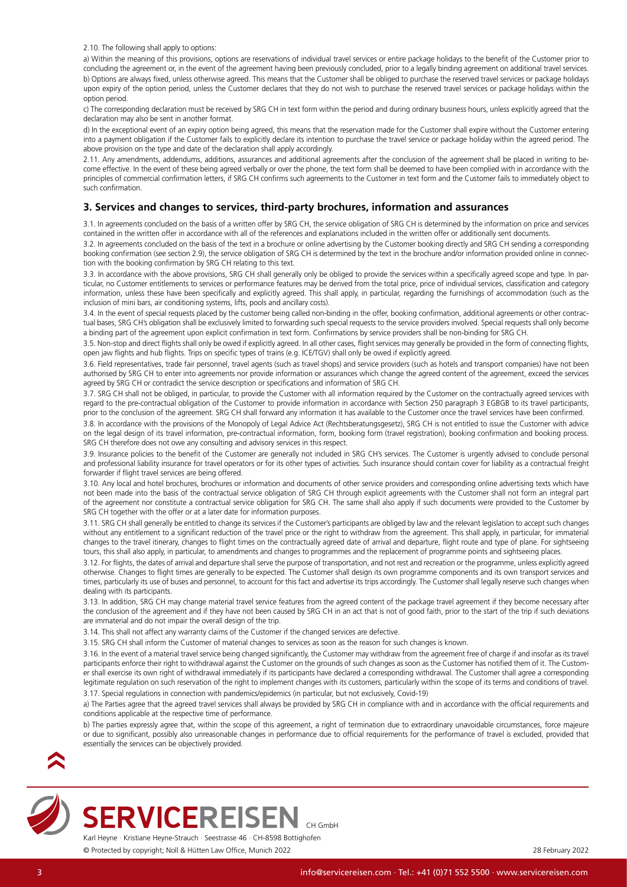2.10. The following shall apply to options:

a) Within the meaning of this provisions, options are reservations of individual travel services or entire package holidays to the benefit of the Customer prior to concluding the agreement or, in the event of the agreement having been previously concluded, prior to a legally binding agreement on additional travel services.

b) Options are always fixed, unless otherwise agreed. This means that the Customer shall be obliged to purchase the reserved travel services or package holidays upon expiry of the option period, unless the Customer declares that they do not wish to purchase the reserved travel services or package holidays within the option period.

c) The corresponding declaration must be received by SRG CH in text form within the period and during ordinary business hours, unless explicitly agreed that the declaration may also be sent in another format.

d) In the exceptional event of an expiry option being agreed, this means that the reservation made for the Customer shall expire without the Customer entering into a payment obligation if the Customer fails to explicitly declare its intention to purchase the travel service or package holiday within the agreed period. The above provision on the type and date of the declaration shall apply accordingly.

2.11. Any amendments, addendums, additions, assurances and additional agreements after the conclusion of the agreement shall be placed in writing to become effective. In the event of these being agreed verbally or over the phone, the text form shall be deemed to have been complied with in accordance with the principles of commercial confirmation letters, if SRG CH confirms such agreements to the Customer in text form and the Customer fails to immediately object to such confirmation.

## 3. Services and changes to services, third-party brochures, information and assurances

3.1. In agreements concluded on the basis of a written offer by SRG CH, the service obligation of SRG CH is determined by the information on price and services contained in the written offer in accordance with all of the references and explanations included in the written offer or additionally sent documents.

3.2. In agreements concluded on the basis of the text in a brochure or online advertising by the Customer booking directly and SRG CH sending a corresponding booking confirmation (see section 2.9), the service obligation of SRG CH is determined by the text in the brochure and/or information provided online in connection with the booking confirmation by SRG CH relating to this text.

3.3. In accordance with the above provisions, SRG CH shall generally only be obliged to provide the services within a specifically agreed scope and type. In particular, no Customer entitlements to services or performance features may be derived from the total price, price of individual services, classification and category information, unless these have been specifically and explicitly agreed. This shall apply, in particular, regarding the furnishings of accommodation (such as the inclusion of mini bars, air conditioning systems, lifts, pools and ancillary costs).

3.4. In the event of special requests placed by the customer being called non-binding in the offer, booking confirmation, additional agreements or other contractual bases, SRG CH's obligation shall be exclusively limited to forwarding such special requests to the service providers involved. Special requests shall only become a binding part of the agreement upon explicit confirmation in text form. Confirmations by service providers shall be non-binding for SRG CH.

3.5. Non-stop and direct flights shall only be owed if explicitly agreed. In all other cases, flight services may generally be provided in the form of connecting flights, open jaw flights and hub flights. Trips on specific types of trains (e.g. ICE/TGV) shall only be owed if explicitly agreed.

3.6. Field representatives, trade fair personnel, travel agents (such as travel shops) and service providers (such as hotels and transport companies) have not been authorised by SRG CH to enter into agreements nor provide information or assurances which change the agreed content of the agreement, exceed the services agreed by SRG CH or contradict the service description or specifications and information of SRG CH.

3.7. SRG CH shall not be obliged, in particular, to provide the Customer with all information required by the Customer on the contractually agreed services with regard to the pre-contractual obligation of the Customer to provide information in accordance with Section 250 paragraph 3 EGBGB to its travel participants, prior to the conclusion of the agreement. SRG CH shall forward any information it has available to the Customer once the travel services have been confirmed.

3.8. In accordance with the provisions of the Monopoly of Legal Advice Act (Rechtsberatungsgesetz), SRG CH is not entitled to issue the Customer with advice on the legal design of its travel information, pre-contractual information, form, booking form (travel registration), booking confirmation and booking process. SRG CH therefore does not owe any consulting and advisory services in this respect.

3.9. Insurance policies to the benefit of the Customer are generally not included in SRG CH's services. The Customer is urgently advised to conclude personal and professional liability insurance for travel operators or for its other types of activities. Such insurance should contain cover for liability as a contractual freight forwarder if flight travel services are being offered.

3.10. Any local and hotel brochures, brochures or information and documents of other service providers and corresponding online advertising texts which have not been made into the basis of the contractual service obligation of SRG CH through explicit agreements with the Customer shall not form an integral part of the agreement nor constitute a contractual service obligation for SRG CH. The same shall also apply if such documents were provided to the Customer by SRG CH together with the offer or at a later date for information purposes.

3.11. SRG CH shall generally be entitled to change its services if the Customer's participants are obliged by law and the relevant legislation to accept such changes without any entitlement to a significant reduction of the travel price or the right to withdraw from the agreement. This shall apply, in particular, for immaterial changes to the travel itinerary, changes to flight times on the contractually agreed date of arrival and departure, flight route and type of plane. For sightseeing tours, this shall also apply, in particular, to amendments and changes to programmes and the replacement of programme points and sightseeing places.

3.12. For flights, the dates of arrival and departure shall serve the purpose of transportation, and not rest and recreation or the programme, unless explicitly agreed otherwise. Changes to flight times are generally to be expected. The Customer shall design its own programme components and its own transport services and times, particularly its use of buses and personnel, to account for this fact and advertise its trips accordingly. The Customer shall legally reserve such changes when dealing with its participants.

3.13. In addition, SRG CH may change material travel service features from the agreed content of the package travel agreement if they become necessary after the conclusion of the agreement and if they have not been caused by SRG CH in an act that is not of good faith, prior to the start of the trip if such deviations are immaterial and do not impair the overall design of the trip.

3.14. This shall not affect any warranty claims of the Customer if the changed services are defective.

3.15. SRG CH shall inform the Customer of material changes to services as soon as the reason for such changes is known.

3.16. In the event of a material travel service being changed significantly, the Customer may withdraw from the agreement free of charge if and insofar as its travel participants enforce their right to withdrawal against the Customer on the grounds of such changes as soon as the Customer has notified them of it. The Customer shall exercise its own right of withdrawal immediately if its participants have declared a corresponding withdrawal. The Customer shall agree a corresponding legitimate regulation on such reservation of the right to implement changes with its customers, particularly within the scope of its terms and conditions of travel.

3.17. Special regulations in connection with pandemics/epidemics (in particular, but not exclusively, Covid-19)

a) The Parties agree that the agreed travel services shall always be provided by SRG CH in compliance with and in accordance with the official requirements and conditions applicable at the respective time of performance.

b) The parties expressly agree that, within the scope of this agreement, a right of termination due to extraordinary unavoidable circumstances, force majeure or due to significant, possibly also unreasonable changes in performance due to official requirements for the performance of travel is excluded, provided that essentially the services can be objectively provided.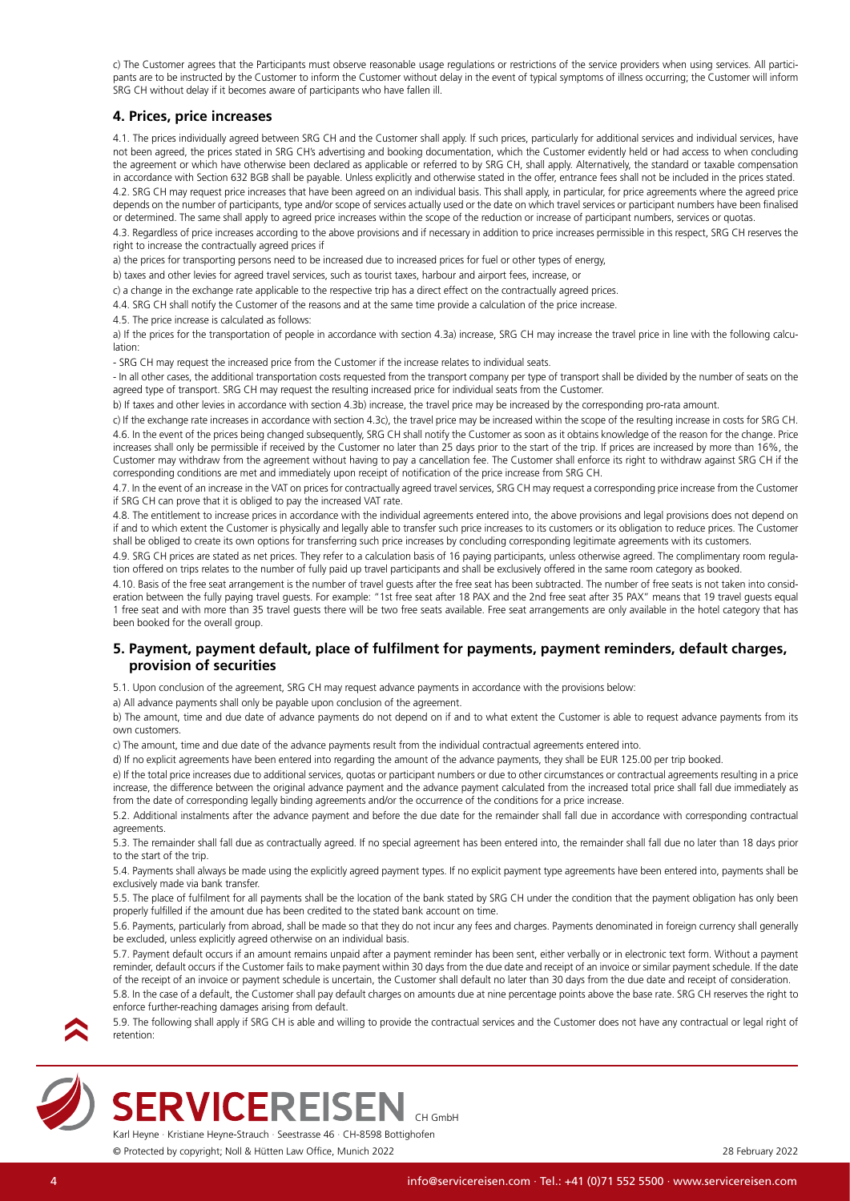c) The Customer agrees that the Participants must observe reasonable usage regulations or restrictions of the service providers when using services. All participants are to be instructed by the Customer to inform the Customer without delay in the event of typical symptoms of illness occurring; the Customer will inform SRG CH without delay if it becomes aware of participants who have fallen ill.

## 4. Prices, price increases

4.1. The prices individually agreed between SRG CH and the Customer shall apply. If such prices, particularly for additional services and individual services, have not been agreed, the prices stated in SRG CH's advertising and booking documentation, which the Customer evidently held or had access to when concluding the agreement or which have otherwise been declared as applicable or referred to by SRG CH, shall apply. Alternatively, the standard or taxable compensation in accordance with Section 632 BGB shall be payable. Unless explicitly and otherwise stated in the offer, entrance fees shall not be included in the prices stated.

4.2. SRG CH may request price increases that have been agreed on an individual basis. This shall apply, in particular, for price agreements where the agreed price depends on the number of participants, type and/or scope of services actually used or the date on which travel services or participant numbers have been finalised or determined. The same shall apply to agreed price increases within the scope of the reduction or increase of participant numbers, services or quotas.

4.3. Regardless of price increases according to the above provisions and if necessary in addition to price increases permissible in this respect, SRG CH reserves the right to increase the contractually agreed prices if

a) the prices for transporting persons need to be increased due to increased prices for fuel or other types of energy,

b) taxes and other levies for agreed travel services, such as tourist taxes, harbour and airport fees, increase, or

c) a change in the exchange rate applicable to the respective trip has a direct effect on the contractually agreed prices.

4.4. SRG CH shall notify the Customer of the reasons and at the same time provide a calculation of the price increase.

4.5. The price increase is calculated as follows:

a) If the prices for the transportation of people in accordance with section 4.3a) increase, SRG CH may increase the travel price in line with the following calculation:

- SRG CH may request the increased price from the Customer if the increase relates to individual seats.
- In all other cases, the additional transportation costs requested from the transport company per type of transport shall be divided by the number of seats on the agreed type of transport. SRG CH may request the resulting increased price for individual seats from the Customer.

b) If taxes and other levies in accordance with section 4.3b) increase, the travel price may be increased by the corresponding pro-rata amount.

c) If the exchange rate increases in accordance with section 4.3c), the travel price may be increased within the scope of the resulting increase in costs for SRG CH.

4.6. In the event of the prices being changed subsequently, SRG CH shall notify the Customer as soon as it obtains knowledge of the reason for the change. Price increases shall only be permissible if received by the Customer no later than 25 days prior to the start of the trip. If prices are increased by more than 16%, the Customer may withdraw from the agreement without having to pay a cancellation fee. The Customer shall enforce its right to withdraw against SRG CH if the corresponding conditions are met and immediately upon receipt of notification of the price increase from SRG CH.

4.7. In the event of an increase in the VAT on prices for contractually agreed travel services, SRG CH may request a corresponding price increase from the Customer if SRG CH can prove that it is obliged to pay the increased VAT rate.

4.8. The entitlement to increase prices in accordance with the individual agreements entered into, the above provisions and legal provisions does not depend on if and to which extent the Customer is physically and legally able to transfer such price increases to its customers or its obligation to reduce prices. The Customer shall be obliged to create its own options for transferring such price increases by concluding corresponding legitimate agreements with its customers.

4.9. SRG CH prices are stated as net prices. They refer to a calculation basis of 16 paying participants, unless otherwise agreed. The complimentary room regulation offered on trips relates to the number of fully paid up travel participants and shall be exclusively offered in the same room category as booked.

4.10. Basis of the free seat arrangement is the number of travel guests after the free seat has been subtracted. The number of free seats is not taken into consideration between the fully paying travel guests. For example: "1st free seat after 18 PAX and the 2nd free seat after 35 PAX" means that 19 travel guests equal 1 free seat and with more than 35 travel guests there will be two free seats available. Free seat arrangements are only available in the hotel category that has been booked for the overall group.

## 5. Payment, payment default, place of fulfilment for payments, payment reminders, default charges, provision of securities

5.1. Upon conclusion of the agreement, SRG CH may request advance payments in accordance with the provisions below:

a) All advance payments shall only be payable upon conclusion of the agreement.

b) The amount, time and due date of advance payments do not depend on if and to what extent the Customer is able to request advance payments from its own customers.

c) The amount, time and due date of the advance payments result from the individual contractual agreements entered into.

d) If no explicit agreements have been entered into regarding the amount of the advance payments, they shall be EUR 125.00 per trip booked.

e) If the total price increases due to additional services, quotas or participant numbers or due to other circumstances or contractual agreements resulting in a price increase, the difference between the original advance payment and the advance payment calculated from the increased total price shall fall due immediately as from the date of corresponding legally binding agreements and/or the occurrence of the conditions for a price increase.

5.2. Additional instalments after the advance payment and before the due date for the remainder shall fall due in accordance with corresponding contractual agreements.

5.3. The remainder shall fall due as contractually agreed. If no special agreement has been entered into, the remainder shall fall due no later than 18 days prior to the start of the trip.

5.4. Payments shall always be made using the explicitly agreed payment types. If no explicit payment type agreements have been entered into, payments shall be exclusively made via bank transfer.

5.5. The place of fulfilment for all payments shall be the location of the bank stated by SRG CH under the condition that the payment obligation has only been properly fulfilled if the amount due has been credited to the stated bank account on time.

5.6. Payments, particularly from abroad, shall be made so that they do not incur any fees and charges. Payments denominated in foreign currency shall generally be excluded, unless explicitly agreed otherwise on an individual basis.

5.7. Payment default occurs if an amount remains unpaid after a payment reminder has been sent, either verbally or in electronic text form. Without a payment reminder, default occurs if the Customer fails to make payment within 30 days from the due date and receipt of an invoice or similar payment schedule. If the date of the receipt of an invoice or payment schedule is uncertain, the Customer shall default no later than 30 days from the due date and receipt of consideration.

5.8. In the case of a default, the Customer shall pay default charges on amounts due at nine percentage points above the base rate. SRG CH reserves the right to enforce further-reaching damages arising from default.

5.9. The following shall apply if SRG CH is able and willing to provide the contractual services and the Customer does not have any contractual or legal right of retention: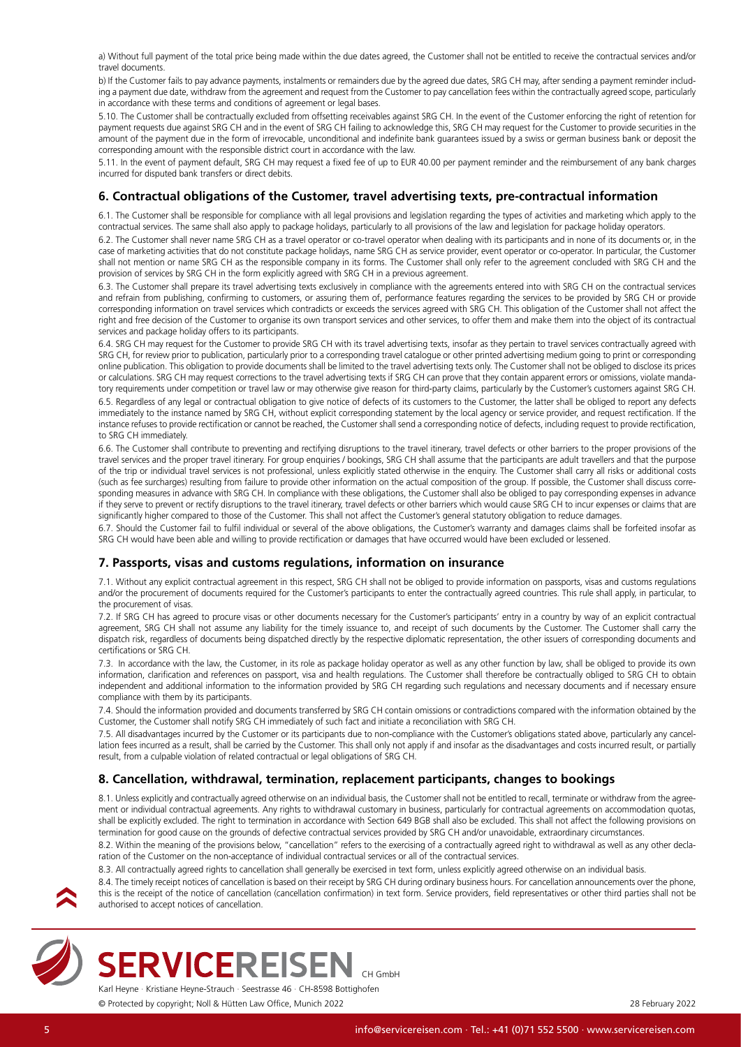a) Without full payment of the total price being made within the due dates agreed, the Customer shall not be entitled to receive the contractual services and/or travel documents.

b) If the Customer fails to pay advance payments, instalments or remainders due by the agreed due dates, SRG CH may, after sending a payment reminder including a payment due date, withdraw from the agreement and request from the Customer to pay cancellation fees within the contractually agreed scope, particularly in accordance with these terms and conditions of agreement or legal bases.

5.10. The Customer shall be contractually excluded from offsetting receivables against SRG CH. In the event of the Customer enforcing the right of retention for payment requests due against SRG CH and in the event of SRG CH failing to acknowledge this, SRG CH may request for the Customer to provide securities in the amount of the payment due in the form of irrevocable, unconditional and indefinite bank guarantees issued by a swiss or german business bank or deposit the corresponding amount with the responsible district court in accordance with the law.

5.11. In the event of payment default, SRG CH may request a fixed fee of up to EUR 40.00 per payment reminder and the reimbursement of any bank charges incurred for disputed bank transfers or direct debits.

## 6. Contractual obligations of the Customer, travel advertising texts, pre-contractual information

6.1. The Customer shall be responsible for compliance with all legal provisions and legislation regarding the types of activities and marketing which apply to the contractual services. The same shall also apply to package holidays, particularly to all provisions of the law and legislation for package holiday operators.

6.2. The Customer shall never name SRG CH as a travel operator or co-travel operator when dealing with its participants and in none of its documents or, in the case of marketing activities that do not constitute package holidays, name SRG CH as service provider, event operator or co-operator. In particular, the Customer shall not mention or name SRG CH as the responsible company in its forms. The Customer shall only refer to the agreement concluded with SRG CH and the provision of services by SRG CH in the form explicitly agreed with SRG CH in a previous agreement.

6.3. The Customer shall prepare its travel advertising texts exclusively in compliance with the agreements entered into with SRG CH on the contractual services and refrain from publishing, confirming to customers, or assuring them of, performance features regarding the services to be provided by SRG CH or provide corresponding information on travel services which contradicts or exceeds the services agreed with SRG CH. This obligation of the Customer shall not affect the right and free decision of the Customer to organise its own transport services and other services, to offer them and make them into the object of its contractual services and package holiday offers to its participants.

6.4. SRG CH may request for the Customer to provide SRG CH with its travel advertising texts, insofar as they pertain to travel services contractually agreed with SRG CH, for review prior to publication, particularly prior to a corresponding travel catalogue or other printed advertising medium going to print or corresponding online publication. This obligation to provide documents shall be limited to the travel advertising texts only. The Customer shall not be obliged to disclose its prices or calculations. SRG CH may request corrections to the travel advertising texts if SRG CH can prove that they contain apparent errors or omissions, violate mandatory requirements under competition or travel law or may otherwise give reason for third-party claims, particularly by the Customer's customers against SRG CH.

6.5. Regardless of any legal or contractual obligation to give notice of defects of its customers to the Customer, the latter shall be obliged to report any defects immediately to the instance named by SRG CH, without explicit corresponding statement by the local agency or service provider, and request rectification. If the instance refuses to provide rectification or cannot be reached, the Customer shall send a corresponding notice of defects, including request to provide rectification, to SRG CH immediately.

6.6. The Customer shall contribute to preventing and rectifying disruptions to the travel itinerary, travel defects or other barriers to the proper provisions of the travel services and the proper travel itinerary. For group enquiries / bookings, SRG CH shall assume that the participants are adult travellers and that the purpose of the trip or individual travel services is not professional, unless explicitly stated otherwise in the enquiry. The Customer shall carry all risks or additional costs (such as fee surcharges) resulting from failure to provide other information on the actual composition of the group. If possible, the Customer shall discuss corresponding measures in advance with SRG CH. In compliance with these obligations, the Customer shall also be obliged to pay corresponding expenses in advance if they serve to prevent or rectify disruptions to the travel itinerary, travel defects or other barriers which would cause SRG CH to incur expenses or claims that are significantly higher compared to those of the Customer. This shall not affect the Customer's general statutory obligation to reduce damages.

6.7. Should the Customer fail to fulfil individual or several of the above obligations, the Customer's warranty and damages claims shall be forfeited insofar as SRG CH would have been able and willing to provide rectification or damages that have occurred would have been excluded or lessened.

## 7. Passports, visas and customs regulations, information on insurance

7.1. Without any explicit contractual agreement in this respect, SRG CH shall not be obliged to provide information on passports, visas and customs regulations and/or the procurement of documents required for the Customer's participants to enter the contractually agreed countries. This rule shall apply, in particular, to the procurement of visas.

7.2. If SRG CH has agreed to procure visas or other documents necessary for the Customer's participants' entry in a country by way of an explicit contractual agreement, SRG CH shall not assume any liability for the timely issuance to, and receipt of such documents by the Customer. The Customer shall carry the dispatch risk, regardless of documents being dispatched directly by the respective diplomatic representation, the other issuers of corresponding documents and certifications or SRG CH.

7.3. In accordance with the law, the Customer, in its role as package holiday operator as well as any other function by law, shall be obliged to provide its own information, clarification and references on passport, visa and health regulations. The Customer shall therefore be contractually obliged to SRG CH to obtain independent and additional information to the information provided by SRG CH regarding such regulations and necessary documents and if necessary ensure compliance with them by its participants.

7.4. Should the information provided and documents transferred by SRG CH contain omissions or contradictions compared with the information obtained by the Customer, the Customer shall notify SRG CH immediately of such fact and initiate a reconciliation with SRG CH.

7.5. All disadvantages incurred by the Customer or its participants due to non-compliance with the Customer's obligations stated above, particularly any cancellation fees incurred as a result, shall be carried by the Customer. This shall only not apply if and insofar as the disadvantages and costs incurred result, or partially result, from a culpable violation of related contractual or legal obligations of SRG CH.

## 8. Cancellation, withdrawal, termination, replacement participants, changes to bookings

8.1. Unless explicitly and contractually agreed otherwise on an individual basis, the Customer shall not be entitled to recall, terminate or withdraw from the agreement or individual contractual agreements. Any rights to withdrawal customary in business, particularly for contractual agreements on accommodation quotas, shall be explicitly excluded. The right to termination in accordance with Section 649 BGB shall also be excluded. This shall not affect the following provisions on termination for good cause on the grounds of defective contractual services provided by SRG CH and/or unavoidable, extraordinary circumstances.

8.2. Within the meaning of the provisions below, "cancellation" refers to the exercising of a contractually agreed right to withdrawal as well as any other declaration of the Customer on the non-acceptance of individual contractual services or all of the contractual services.

8.3. All contractually agreed rights to cancellation shall generally be exercised in text form, unless explicitly agreed otherwise on an individual basis.

8.4. The timely receipt notices of cancellation is based on their receipt by SRG CH during ordinary business hours. For cancellation announcements over the phone, this is the receipt of the notice of cancellation (cancellation confirmation) in text form. Service providers, field representatives or other third parties shall not be authorised to accept notices of cancellation.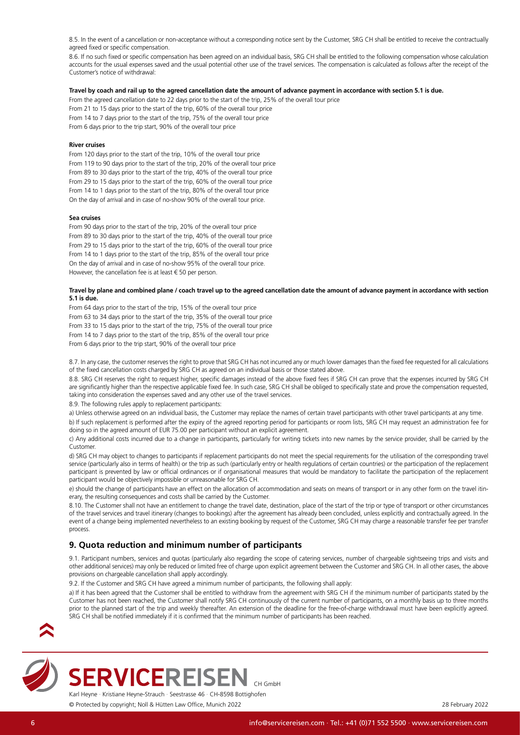8.5. In the event of a cancellation or non-acceptance without a corresponding notice sent by the Customer, SRG CH shall be entitled to receive the contractually agreed fixed or specific compensation.

8.6. If no such fixed or specific compensation has been agreed on an individual basis, SRG CH shall be entitled to the following compensation whose calculation accounts for the usual expenses saved and the usual potential other use of the travel services. The compensation is calculated as follows after the receipt of the Customer's notice of withdrawal:

**Travel by coach and rail up to the agreed cancellation date the amount of advance payment in accordance with section 5.1 is due.**

From the agreed cancellation date to 22 days prior to the start of the trip, 25% of the overall tour price
From 21 to 15 days prior to the start of the trip, 60% of the overall tour price
From 14 to 7 days prior to the start of the trip, 75% of the overall tour price
From 6 days prior to the trip start, 90% of the overall tour price

**River cruises**

From 120 days prior to the start of the trip, 10% of the overall tour price
From 119 to 90 days prior to the start of the trip, 20% of the overall tour price
From 89 to 30 days prior to the start of the trip, 40% of the overall tour price
From 29 to 15 days prior to the start of the trip, 60% of the overall tour price
From 14 to 1 days prior to the start of the trip, 80% of the overall tour price
On the day of arrival and in case of no-show 90% of the overall tour price.

**Sea cruises**

From 90 days prior to the start of the trip, 20% of the overall tour price
From 89 to 30 days prior to the start of the trip, 40% of the overall tour price
From 29 to 15 days prior to the start of the trip, 60% of the overall tour price
From 14 to 1 days prior to the start of the trip, 85% of the overall tour price
On the day of arrival and in case of no-show 95% of the overall tour price.
However, the cancellation fee is at least € 50 per person.

**Travel by plane and combined plane / coach travel up to the agreed cancellation date the amount of advance payment in accordance with section 5.1 is due.**

From 64 days prior to the start of the trip, 15% of the overall tour price
From 63 to 34 days prior to the start of the trip, 35% of the overall tour price
From 33 to 15 days prior to the start of the trip, 75% of the overall tour price
From 14 to 7 days prior to the start of the trip, 85% of the overall tour price
From 6 days prior to the trip start, 90% of the overall tour price

8.7. In any case, the customer reserves the right to prove that SRG CH has not incurred any or much lower damages than the fixed fee requested for all calculations of the fixed cancellation costs charged by SRG CH as agreed on an individual basis or those stated above.

8.8. SRG CH reserves the right to request higher, specific damages instead of the above fixed fees if SRG CH can prove that the expenses incurred by SRG CH are significantly higher than the respective applicable fixed fee. In such case, SRG CH shall be obliged to specifically state and prove the compensation requested, taking into consideration the expenses saved and any other use of the travel services.

8.9. The following rules apply to replacement participants:

a) Unless otherwise agreed on an individual basis, the Customer may replace the names of certain travel participants with other travel participants at any time.

b) If such replacement is performed after the expiry of the agreed reporting period for participants or room lists, SRG CH may request an administration fee for doing so in the agreed amount of EUR 75.00 per participant without an explicit agreement.

c) Any additional costs incurred due to a change in participants, particularly for writing tickets into new names by the service provider, shall be carried by the Customer.

d) SRG CH may object to changes to participants if replacement participants do not meet the special requirements for the utilisation of the corresponding travel service (particularly also in terms of health) or the trip as such (particularly entry or health regulations of certain countries) or the participation of the replacement participant is prevented by law or official ordinances or if organisational measures that would be mandatory to facilitate the participation of the replacement participant would be objectively impossible or unreasonable for SRG CH.

e) should the change of participants have an effect on the allocation of accommodation and seats on means of transport or in any other form on the travel itinerary, the resulting consequences and costs shall be carried by the Customer.

8.10. The Customer shall not have an entitlement to change the travel date, destination, place of the start of the trip or type of transport or other circumstances of the travel services and travel itinerary (changes to bookings) after the agreement has already been concluded, unless explicitly and contractually agreed. In the event of a change being implemented nevertheless to an existing booking by request of the Customer, SRG CH may charge a reasonable transfer fee per transfer process.

## 9. Quota reduction and minimum number of participants

9.1. Participant numbers, services and quotas (particularly also regarding the scope of catering services, number of chargeable sightseeing trips and visits and other additional services) may only be reduced or limited free of charge upon explicit agreement between the Customer and SRG CH. In all other cases, the above provisions on chargeable cancellation shall apply accordingly.

9.2. If the Customer and SRG CH have agreed a minimum number of participants, the following shall apply:

a) If it has been agreed that the Customer shall be entitled to withdraw from the agreement with SRG CH if the minimum number of participants stated by the Customer has not been reached, the Customer shall notify SRG CH continuously of the current number of participants, on a monthly basis up to three months prior to the planned start of the trip and weekly thereafter. An extension of the deadline for the free-of-charge withdrawal must have been explicitly agreed. SRG CH shall be notified immediately if it is confirmed that the minimum number of participants has been reached.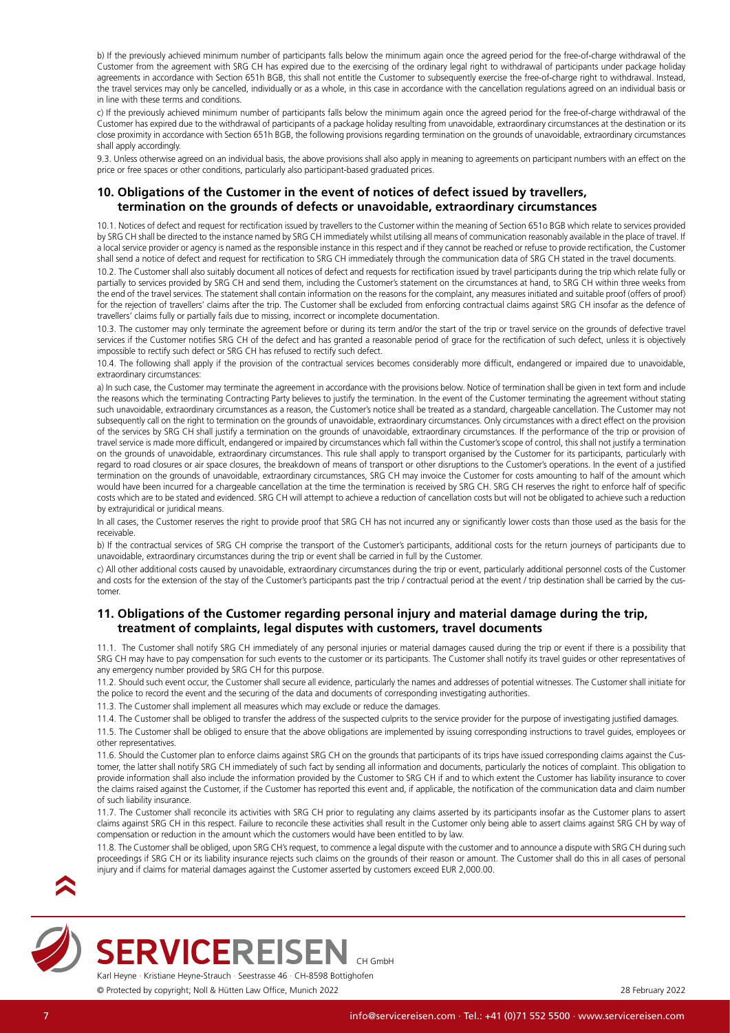b) If the previously achieved minimum number of participants falls below the minimum again once the agreed period for the free-of-charge withdrawal of the Customer from the agreement with SRG CH has expired due to the exercising of the ordinary legal right to withdrawal of participants under package holiday agreements in accordance with Section 651h BGB, this shall not entitle the Customer to subsequently exercise the free-of-charge right to withdrawal. Instead, the travel services may only be cancelled, individually or as a whole, in this case in accordance with the cancellation regulations agreed on an individual basis or in line with these terms and conditions.

c) If the previously achieved minimum number of participants falls below the minimum again once the agreed period for the free-of-charge withdrawal of the Customer has expired due to the withdrawal of participants of a package holiday resulting from unavoidable, extraordinary circumstances at the destination or its close proximity in accordance with Section 651h BGB, the following provisions regarding termination on the grounds of unavoidable, extraordinary circumstances shall apply accordingly.

9.3. Unless otherwise agreed on an individual basis, the above provisions shall also apply in meaning to agreements on participant numbers with an effect on the price or free spaces or other conditions, particularly also participant-based graduated prices.

## 10. Obligations of the Customer in the event of notices of defect issued by travellers, termination on the grounds of defects or unavoidable, extraordinary circumstances

10.1. Notices of defect and request for rectification issued by travellers to the Customer within the meaning of Section 651o BGB which relate to services provided by SRG CH shall be directed to the instance named by SRG CH immediately whilst utilising all means of communication reasonably available in the place of travel. If a local service provider or agency is named as the responsible instance in this respect and if they cannot be reached or refuse to provide rectification, the Customer shall send a notice of defect and request for rectification to SRG CH immediately through the communication data of SRG CH stated in the travel documents.

10.2. The Customer shall also suitably document all notices of defect and requests for rectification issued by travel participants during the trip which relate fully or partially to services provided by SRG CH and send them, including the Customer's statement on the circumstances at hand, to SRG CH within three weeks from the end of the travel services. The statement shall contain information on the reasons for the complaint, any measures initiated and suitable proof (offers of proof) for the rejection of travellers' claims after the trip. The Customer shall be excluded from enforcing contractual claims against SRG CH insofar as the defence of travellers' claims fully or partially fails due to missing, incorrect or incomplete documentation.

10.3. The customer may only terminate the agreement before or during its term and/or the start of the trip or travel service on the grounds of defective travel services if the Customer notifies SRG CH of the defect and has granted a reasonable period of grace for the rectification of such defect, unless it is objectively impossible to rectify such defect or SRG CH has refused to rectify such defect.

10.4. The following shall apply if the provision of the contractual services becomes considerably more difficult, endangered or impaired due to unavoidable, extraordinary circumstances:

a) In such case, the Customer may terminate the agreement in accordance with the provisions below. Notice of termination shall be given in text form and include the reasons which the terminating Contracting Party believes to justify the termination. In the event of the Customer terminating the agreement without stating such unavoidable, extraordinary circumstances as a reason, the Customer's notice shall be treated as a standard, chargeable cancellation. The Customer may not subsequently call on the right to termination on the grounds of unavoidable, extraordinary circumstances. Only circumstances with a direct effect on the provision of the services by SRG CH shall justify a termination on the grounds of unavoidable, extraordinary circumstances. If the performance of the trip or provision of travel service is made more difficult, endangered or impaired by circumstances which fall within the Customer's scope of control, this shall not justify a termination on the grounds of unavoidable, extraordinary circumstances. This rule shall apply to transport organised by the Customer for its participants, particularly with regard to road closures or air space closures, the breakdown of means of transport or other disruptions to the Customer's operations. In the event of a justified termination on the grounds of unavoidable, extraordinary circumstances, SRG CH may invoice the Customer for costs amounting to half of the amount which would have been incurred for a chargeable cancellation at the time the termination is received by SRG CH. SRG CH reserves the right to enforce half of specific costs which are to be stated and evidenced. SRG CH will attempt to achieve a reduction of cancellation costs but will not be obligated to achieve such a reduction by extrajuridical or juridical means.

In all cases, the Customer reserves the right to provide proof that SRG CH has not incurred any or significantly lower costs than those used as the basis for the receivable.

b) If the contractual services of SRG CH comprise the transport of the Customer's participants, additional costs for the return journeys of participants due to unavoidable, extraordinary circumstances during the trip or event shall be carried in full by the Customer.

c) All other additional costs caused by unavoidable, extraordinary circumstances during the trip or event, particularly additional personnel costs of the Customer and costs for the extension of the stay of the Customer's participants past the trip / contractual period at the event / trip destination shall be carried by the customer.

## 11. Obligations of the Customer regarding personal injury and material damage during the trip, treatment of complaints, legal disputes with customers, travel documents

11.1. The Customer shall notify SRG CH immediately of any personal injuries or material damages caused during the trip or event if there is a possibility that SRG CH may have to pay compensation for such events to the customer or its participants. The Customer shall notify its travel guides or other representatives of any emergency number provided by SRG CH for this purpose.

11.2. Should such event occur, the Customer shall secure all evidence, particularly the names and addresses of potential witnesses. The Customer shall initiate for the police to record the event and the securing of the data and documents of corresponding investigating authorities.

11.3. The Customer shall implement all measures which may exclude or reduce the damages.

11.4. The Customer shall be obliged to transfer the address of the suspected culprits to the service provider for the purpose of investigating justified damages.

11.5. The Customer shall be obliged to ensure that the above obligations are implemented by issuing corresponding instructions to travel guides, employees or other representatives.

11.6. Should the Customer plan to enforce claims against SRG CH on the grounds that participants of its trips have issued corresponding claims against the Customer, the latter shall notify SRG CH immediately of such fact by sending all information and documents, particularly the notices of complaint. This obligation to provide information shall also include the information provided by the Customer to SRG CH if and to which extent the Customer has liability insurance to cover the claims raised against the Customer, if the Customer has reported this event and, if applicable, the notification of the communication data and claim number of such liability insurance.

11.7. The Customer shall reconcile its activities with SRG CH prior to regulating any claims asserted by its participants insofar as the Customer plans to assert claims against SRG CH in this respect. Failure to reconcile these activities shall result in the Customer only being able to assert claims against SRG CH by way of compensation or reduction in the amount which the customers would have been entitled to by law.

11.8. The Customer shall be obliged, upon SRG CH's request, to commence a legal dispute with the customer and to announce a dispute with SRG CH during such proceedings if SRG CH or its liability insurance rejects such claims on the grounds of their reason or amount. The Customer shall do this in all cases of personal injury and if claims for material damages against the Customer asserted by customers exceed EUR 2,000.00.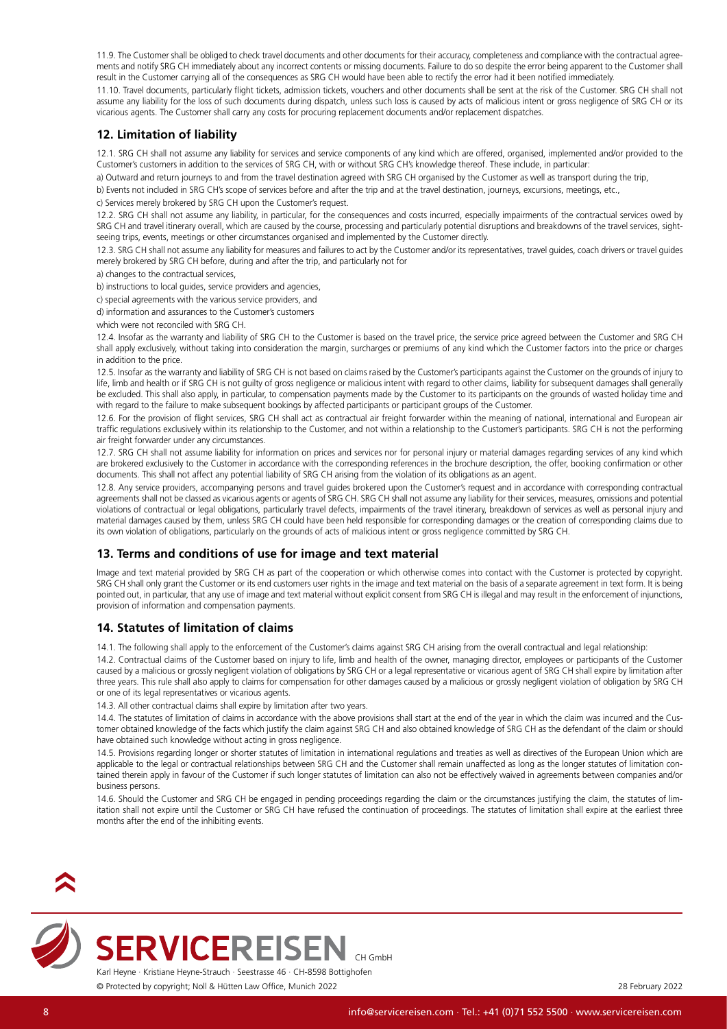11.9. The Customer shall be obliged to check travel documents and other documents for their accuracy, completeness and compliance with the contractual agreements and notify SRG CH immediately about any incorrect contents or missing documents. Failure to do so despite the error being apparent to the Customer shall result in the Customer carrying all of the consequences as SRG CH would have been able to rectify the error had it been notified immediately.

11.10. Travel documents, particularly flight tickets, admission tickets, vouchers and other documents shall be sent at the risk of the Customer. SRG CH shall not assume any liability for the loss of such documents during dispatch, unless such loss is caused by acts of malicious intent or gross negligence of SRG CH or its vicarious agents. The Customer shall carry any costs for procuring replacement documents and/or replacement dispatches.

## 12. Limitation of liability

12.1. SRG CH shall not assume any liability for services and service components of any kind which are offered, organised, implemented and/or provided to the Customer's customers in addition to the services of SRG CH, with or without SRG CH's knowledge thereof. These include, in particular:

a) Outward and return journeys to and from the travel destination agreed with SRG CH organised by the Customer as well as transport during the trip,

b) Events not included in SRG CH's scope of services before and after the trip and at the travel destination, journeys, excursions, meetings, etc.,

c) Services merely brokered by SRG CH upon the Customer's request.

12.2. SRG CH shall not assume any liability, in particular, for the consequences and costs incurred, especially impairments of the contractual services owed by SRG CH and travel itinerary overall, which are caused by the course, processing and particularly potential disruptions and breakdowns of the travel services, sightseeing trips, events, meetings or other circumstances organised and implemented by the Customer directly.

12.3. SRG CH shall not assume any liability for measures and failures to act by the Customer and/or its representatives, travel guides, coach drivers or travel guides merely brokered by SRG CH before, during and after the trip, and particularly not for

a) changes to the contractual services,

b) instructions to local guides, service providers and agencies,

c) special agreements with the various service providers, and

d) information and assurances to the Customer's customers

which were not reconciled with SRG CH.

12.4. Insofar as the warranty and liability of SRG CH to the Customer is based on the travel price, the service price agreed between the Customer and SRG CH shall apply exclusively, without taking into consideration the margin, surcharges or premiums of any kind which the Customer factors into the price or charges in addition to the price.

12.5. Insofar as the warranty and liability of SRG CH is not based on claims raised by the Customer's participants against the Customer on the grounds of injury to life, limb and health or if SRG CH is not guilty of gross negligence or malicious intent with regard to other claims, liability for subsequent damages shall generally be excluded. This shall also apply, in particular, to compensation payments made by the Customer to its participants on the grounds of wasted holiday time and with regard to the failure to make subsequent bookings by affected participants or participant groups of the Customer.

12.6. For the provision of flight services, SRG CH shall act as contractual air freight forwarder within the meaning of national, international and European air traffic regulations exclusively within its relationship to the Customer, and not within a relationship to the Customer's participants. SRG CH is not the performing air freight forwarder under any circumstances.

12.7. SRG CH shall not assume liability for information on prices and services nor for personal injury or material damages regarding services of any kind which are brokered exclusively to the Customer in accordance with the corresponding references in the brochure description, the offer, booking confirmation or other documents. This shall not affect any potential liability of SRG CH arising from the violation of its obligations as an agent.

12.8. Any service providers, accompanying persons and travel guides brokered upon the Customer's request and in accordance with corresponding contractual agreements shall not be classed as vicarious agents or agents of SRG CH. SRG CH shall not assume any liability for their services, measures, omissions and potential violations of contractual or legal obligations, particularly travel defects, impairments of the travel itinerary, breakdown of services as well as personal injury and material damages caused by them, unless SRG CH could have been held responsible for corresponding damages or the creation of corresponding claims due to its own violation of obligations, particularly on the grounds of acts of malicious intent or gross negligence committed by SRG CH.

## 13. Terms and conditions of use for image and text material

Image and text material provided by SRG CH as part of the cooperation or which otherwise comes into contact with the Customer is protected by copyright. SRG CH shall only grant the Customer or its end customers user rights in the image and text material on the basis of a separate agreement in text form. It is being pointed out, in particular, that any use of image and text material without explicit consent from SRG CH is illegal and may result in the enforcement of injunctions, provision of information and compensation payments.

## 14. Statutes of limitation of claims

14.1. The following shall apply to the enforcement of the Customer's claims against SRG CH arising from the overall contractual and legal relationship:

14.2. Contractual claims of the Customer based on injury to life, limb and health of the owner, managing director, employees or participants of the Customer caused by a malicious or grossly negligent violation of obligations by SRG CH or a legal representative or vicarious agent of SRG CH shall expire by limitation after three years. This rule shall also apply to claims for compensation for other damages caused by a malicious or grossly negligent violation of obligation by SRG CH or one of its legal representatives or vicarious agents.

14.3. All other contractual claims shall expire by limitation after two years.

14.4. The statutes of limitation of claims in accordance with the above provisions shall start at the end of the year in which the claim was incurred and the Customer obtained knowledge of the facts which justify the claim against SRG CH and also obtained knowledge of SRG CH as the defendant of the claim or should have obtained such knowledge without acting in gross negligence.

14.5. Provisions regarding longer or shorter statutes of limitation in international regulations and treaties as well as directives of the European Union which are applicable to the legal or contractual relationships between SRG CH and the Customer shall remain unaffected as long as the longer statutes of limitation contained therein apply in favour of the Customer if such longer statutes of limitation can also not be effectively waived in agreements between companies and/or business persons.

14.6. Should the Customer and SRG CH be engaged in pending proceedings regarding the claim or the circumstances justifying the claim, the statutes of limitation shall not expire until the Customer or SRG CH have refused the continuation of proceedings. The statutes of limitation shall expire at the earliest three months after the end of the inhibiting events.

SERVICEREISEN CH GmbH

Karl Heyne · Kristiane Heyne-Strauch · Seestrasse 46 · CH-8598 Bottighofen

© Protected by copyright; Noll & Hütten Law Office, Munich 2022

28 February 2022

info@servicereisen.com · Tel.: +41 (0)71 552 5500 · www.servicereisen.com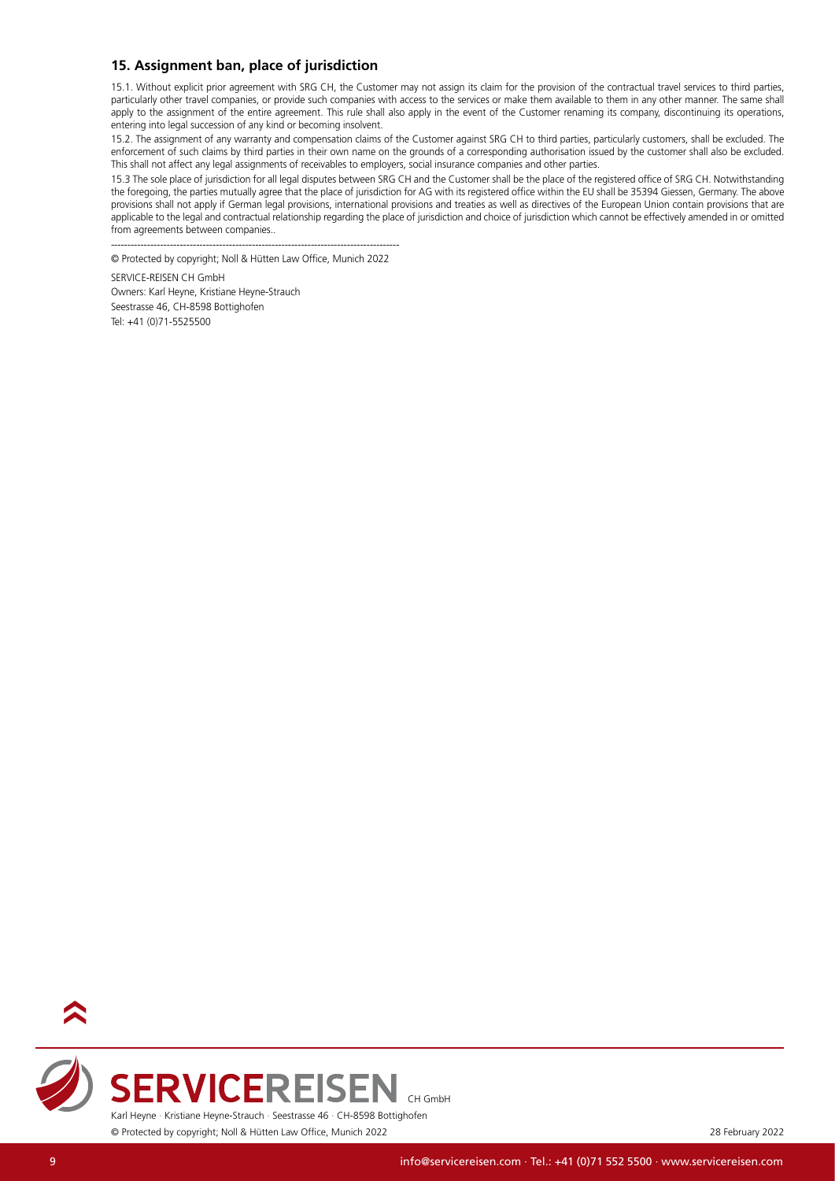## 15. Assignment ban, place of jurisdiction

15.1. Without explicit prior agreement with SRG CH, the Customer may not assign its claim for the provision of the contractual travel services to third parties, particularly other travel companies, or provide such companies with access to the services or make them available to them in any other manner. The same shall apply to the assignment of the entire agreement. This rule shall also apply in the event of the Customer renaming its company, discontinuing its operations, entering into legal succession of any kind or becoming insolvent.

15.2. The assignment of any warranty and compensation claims of the Customer against SRG CH to third parties, particularly customers, shall be excluded. The enforcement of such claims by third parties in their own name on the grounds of a corresponding authorisation issued by the customer shall also be excluded. This shall not affect any legal assignments of receivables to employers, social insurance companies and other parties.

15.3 The sole place of jurisdiction for all legal disputes between SRG CH and the Customer shall be the place of the registered office of SRG CH. Notwithstanding the foregoing, the parties mutually agree that the place of jurisdiction for AG with its registered office within the EU shall be 35394 Giessen, Germany. The above provisions shall not apply if German legal provisions, international provisions and treaties as well as directives of the European Union contain provisions that are applicable to the legal and contractual relationship regarding the place of jurisdiction and choice of jurisdiction which cannot be effectively amended in or omitted from agreements between companies..

---

© Protected by copyright; Noll & Hütten Law Office, Munich 2022

SERVICE-REISEN CH GmbH
Owners: Karl Heyne, Kristiane Heyne-Strauch
Seestrasse 46, CH-8598 Bottighofen
Tel: +41 (0)71-5525500